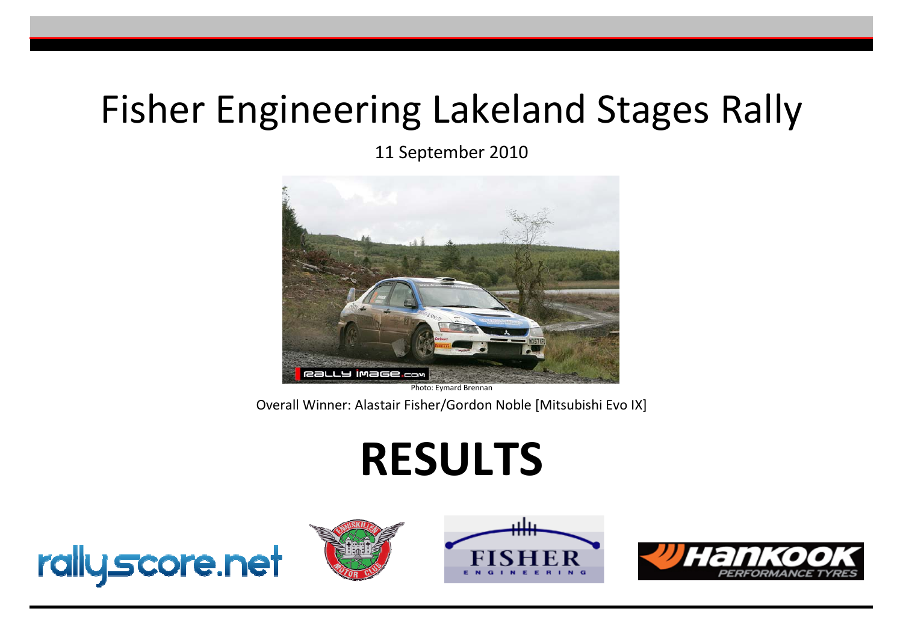# Fisher Engineering Lakeland Stages Rally

11 September 2010

Photo: Eymard Brennan

Overall Winner: Alastair Fisher/Gordon Noble [Mitsubishi Evo IX]

# RESULTS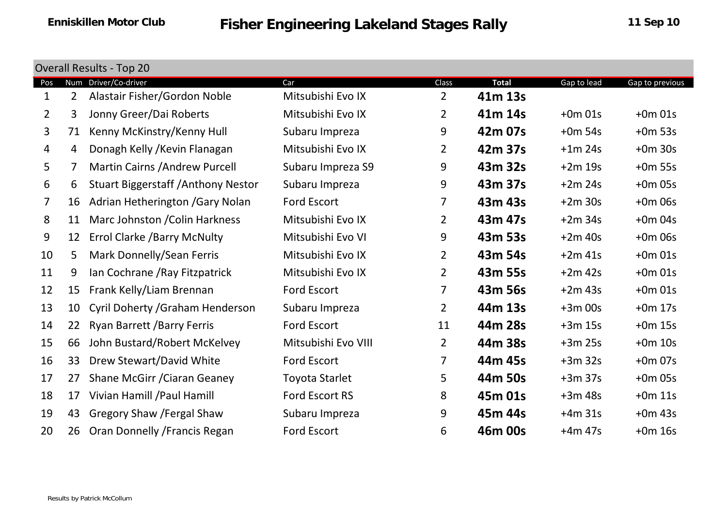**Enniskillen Motor Club** 

# Fisher Engineering Lakeland Stages Rally

**11 Sep 10**

## Overall Results - Top 20

| Pos | Num | Driver/Co-driver | Car | Class | Total | Gap to lead | Gap to previous |
|---|---|---|---|---|---|---|---|
| 1 | 2 | Alastair Fisher/Gordon Noble | Mitsubishi Evo IX | 2 | **41m 13s** | | |
| 2 | 3 | Jonny Greer/Dai Roberts | Mitsubishi Evo IX | 2 | **41m 14s** | +0m 01s | +0m 01s |
| 3 | 71 | Kenny McKinstry/Kenny Hull | Subaru Impreza | 9 | **42m 07s** | +0m 54s | +0m 53s |
| 4 | 4 | Donagh Kelly /Kevin Flanagan | Mitsubishi Evo IX | 2 | **42m 37s** | +1m 24s | +0m 30s |
| 5 | 7 | Martin Cairns /Andrew Purcell | Subaru Impreza S9 | 9 | **43m 32s** | +2m 19s | +0m 55s |
| 6 | 6 | Stuart Biggerstaff /Anthony Nestor | Subaru Impreza | 9 | **43m 37s** | +2m 24s | +0m 05s |
| 7 | 16 | Adrian Hetherington /Gary Nolan | Ford Escort | 7 | **43m 43s** | +2m 30s | +0m 06s |
| 8 | 11 | Marc Johnston /Colin Harkness | Mitsubishi Evo IX | 2 | **43m 47s** | +2m 34s | +0m 04s |
| 9 | 12 | Errol Clarke /Barry McNulty | Mitsubishi Evo VI | 9 | **43m 53s** | +2m 40s | +0m 06s |
| 10 | 5 | Mark Donnelly/Sean Ferris | Mitsubishi Evo IX | 2 | **43m 54s** | +2m 41s | +0m 01s |
| 11 | 9 | Ian Cochrane /Ray Fitzpatrick | Mitsubishi Evo IX | 2 | **43m 55s** | +2m 42s | +0m 01s |
| 12 | 15 | Frank Kelly/Liam Brennan | Ford Escort | 7 | **43m 56s** | +2m 43s | +0m 01s |
| 13 | 10 | Cyril Doherty /Graham Henderson | Subaru Impreza | 2 | **44m 13s** | +3m 00s | +0m 17s |
| 14 | 22 | Ryan Barrett /Barry Ferris | Ford Escort | 11 | **44m 28s** | +3m 15s | +0m 15s |
| 15 | 66 | John Bustard/Robert McKelvey | Mitsubishi Evo VIII | 2 | **44m 38s** | +3m 25s | +0m 10s |
| 16 | 33 | Drew Stewart/David White | Ford Escort | 7 | **44m 45s** | +3m 32s | +0m 07s |
| 17 | 27 | Shane McGirr /Ciaran Geaney | Toyota Starlet | 5 | **44m 50s** | +3m 37s | +0m 05s |
| 18 | 17 | Vivian Hamill /Paul Hamill | Ford Escort RS | 8 | **45m 01s** | +3m 48s | +0m 11s |
| 19 | 43 | Gregory Shaw /Fergal Shaw | Subaru Impreza | 9 | **45m 44s** | +4m 31s | +0m 43s |
| 20 | 26 | Oran Donnelly /Francis Regan | Ford Escort | 6 | **46m 00s** | +4m 47s | +0m 16s |

Results by Patrick McCollum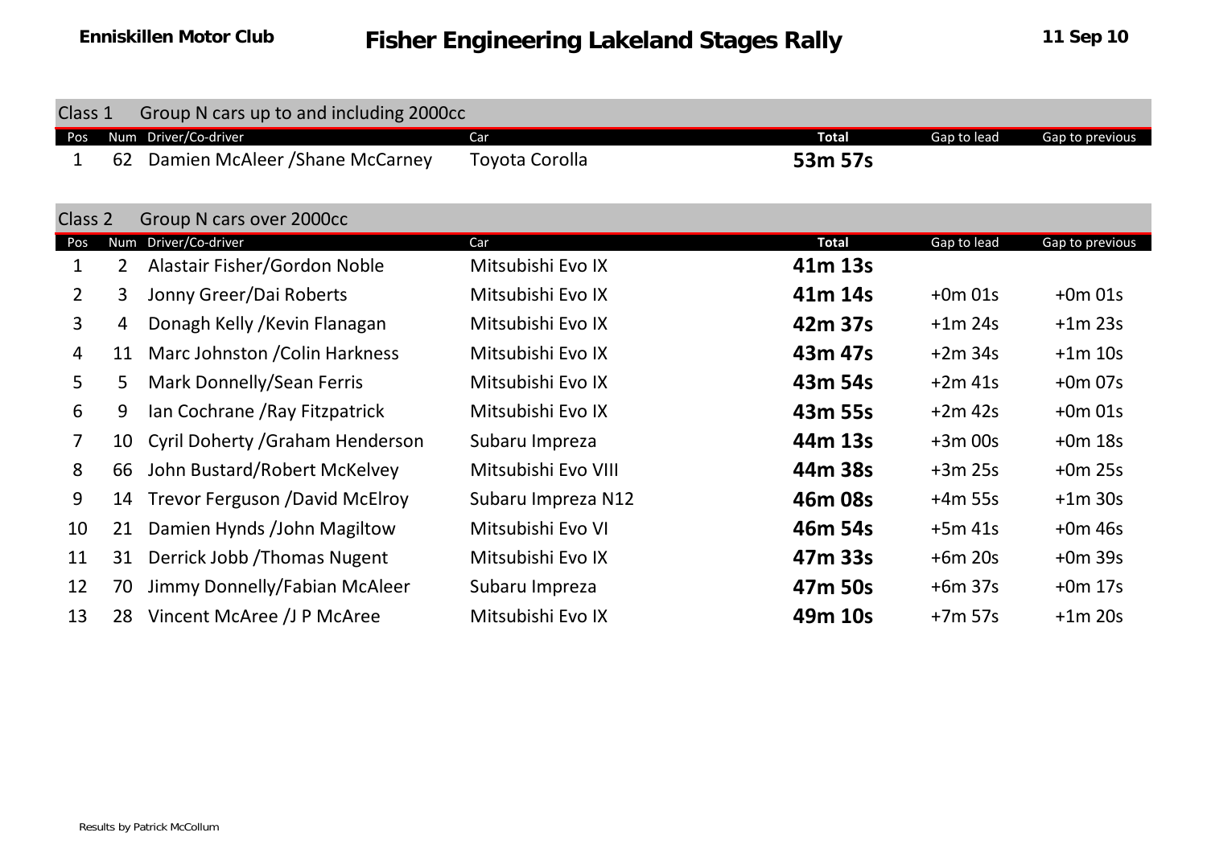**Enniskillen Motor Club** | **Fisher Engineering Lakeland Stages Rally** | **11 Sep 10**

## Class 1 Group N cars up to and including 2000cc

| Pos | Num | Driver/Co-driver | Car | Total | Gap to lead | Gap to previous |
|---|---|---|---|---|---|---|
| 1 | 62 | Damien McAleer /Shane McCarney | Toyota Corolla | **53m 57s** | | |

## Class 2 Group N cars over 2000cc

| Pos | Num | Driver/Co-driver | Car | Total | Gap to lead | Gap to previous |
|---|---|---|---|---|---|---|
| 1 | 2 | Alastair Fisher/Gordon Noble | Mitsubishi Evo IX | **41m 13s** | | |
| 2 | 3 | Jonny Greer/Dai Roberts | Mitsubishi Evo IX | **41m 14s** | +0m 01s | +0m 01s |
| 3 | 4 | Donagh Kelly /Kevin Flanagan | Mitsubishi Evo IX | **42m 37s** | +1m 24s | +1m 23s |
| 4 | 11 | Marc Johnston /Colin Harkness | Mitsubishi Evo IX | **43m 47s** | +2m 34s | +1m 10s |
| 5 | 5 | Mark Donnelly/Sean Ferris | Mitsubishi Evo IX | **43m 54s** | +2m 41s | +0m 07s |
| 6 | 9 | Ian Cochrane /Ray Fitzpatrick | Mitsubishi Evo IX | **43m 55s** | +2m 42s | +0m 01s |
| 7 | 10 | Cyril Doherty /Graham Henderson | Subaru Impreza | **44m 13s** | +3m 00s | +0m 18s |
| 8 | 66 | John Bustard/Robert McKelvey | Mitsubishi Evo VIII | **44m 38s** | +3m 25s | +0m 25s |
| 9 | 14 | Trevor Ferguson /David McElroy | Subaru Impreza N12 | **46m 08s** | +4m 55s | +1m 30s |
| 10 | 21 | Damien Hynds /John Magiltow | Mitsubishi Evo VI | **46m 54s** | +5m 41s | +0m 46s |
| 11 | 31 | Derrick Jobb /Thomas Nugent | Mitsubishi Evo IX | **47m 33s** | +6m 20s | +0m 39s |
| 12 | 70 | Jimmy Donnelly/Fabian McAleer | Subaru Impreza | **47m 50s** | +6m 37s | +0m 17s |
| 13 | 28 | Vincent McAree /J P McAree | Mitsubishi Evo IX | **49m 10s** | +7m 57s | +1m 20s |

Results by Patrick McCollum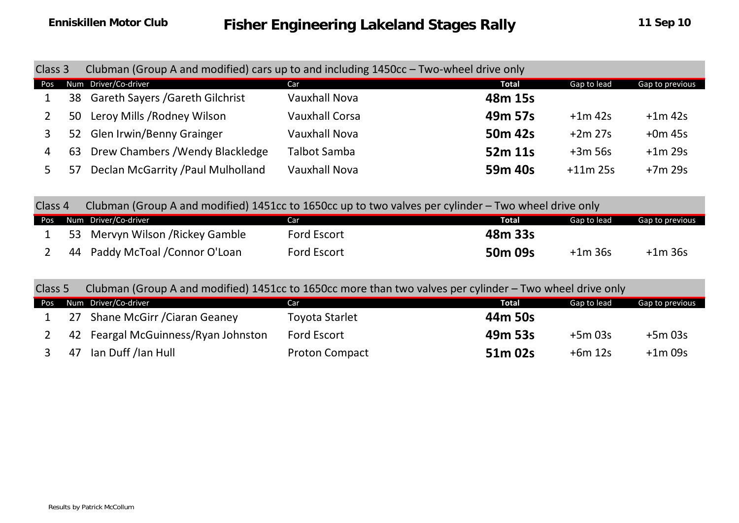## Class 3 Clubman (Group A and modified) cars up to and including 1450cc – Two-wheel drive only

| Pos | Num | Driver/Co-driver | Car | Total | Gap to lead | Gap to previous |
|---|---|---|---|---|---|---|
| 1 | 38 | Gareth Sayers /Gareth Gilchrist | Vauxhall Nova | **48m 15s** | | |
| 2 | 50 | Leroy Mills /Rodney Wilson | Vauxhall Corsa | **49m 57s** | +1m 42s | +1m 42s |
| 3 | 52 | Glen Irwin/Benny Grainger | Vauxhall Nova | **50m 42s** | +2m 27s | +0m 45s |
| 4 | 63 | Drew Chambers /Wendy Blackledge | Talbot Samba | **52m 11s** | +3m 56s | +1m 29s |
| 5 | 57 | Declan McGarrity /Paul Mulholland | Vauxhall Nova | **59m 40s** | +11m 25s | +7m 29s |

## Class 4 Clubman (Group A and modified) 1451cc to 1650cc up to two valves per cylinder – Two wheel drive only

| Pos | Num | Driver/Co-driver | Car | Total | Gap to lead | Gap to previous |
|---|---|---|---|---|---|---|
| 1 | 53 | Mervyn Wilson /Rickey Gamble | Ford Escort | **48m 33s** | | |
| 2 | 44 | Paddy McToal /Connor O'Loan | Ford Escort | **50m 09s** | +1m 36s | +1m 36s |

## Class 5 Clubman (Group A and modified) 1451cc to 1650cc more than two valves per cylinder – Two wheel drive only

| Pos | Num | Driver/Co-driver | Car | Total | Gap to lead | Gap to previous |
|---|---|---|---|---|---|---|
| 1 | 27 | Shane McGirr /Ciaran Geaney | Toyota Starlet | **44m 50s** | | |
| 2 | 42 | Feargal McGuinness/Ryan Johnston | Ford Escort | **49m 53s** | +5m 03s | +5m 03s |
| 3 | 47 | Ian Duff /Ian Hull | Proton Compact | **51m 02s** | +6m 12s | +1m 09s |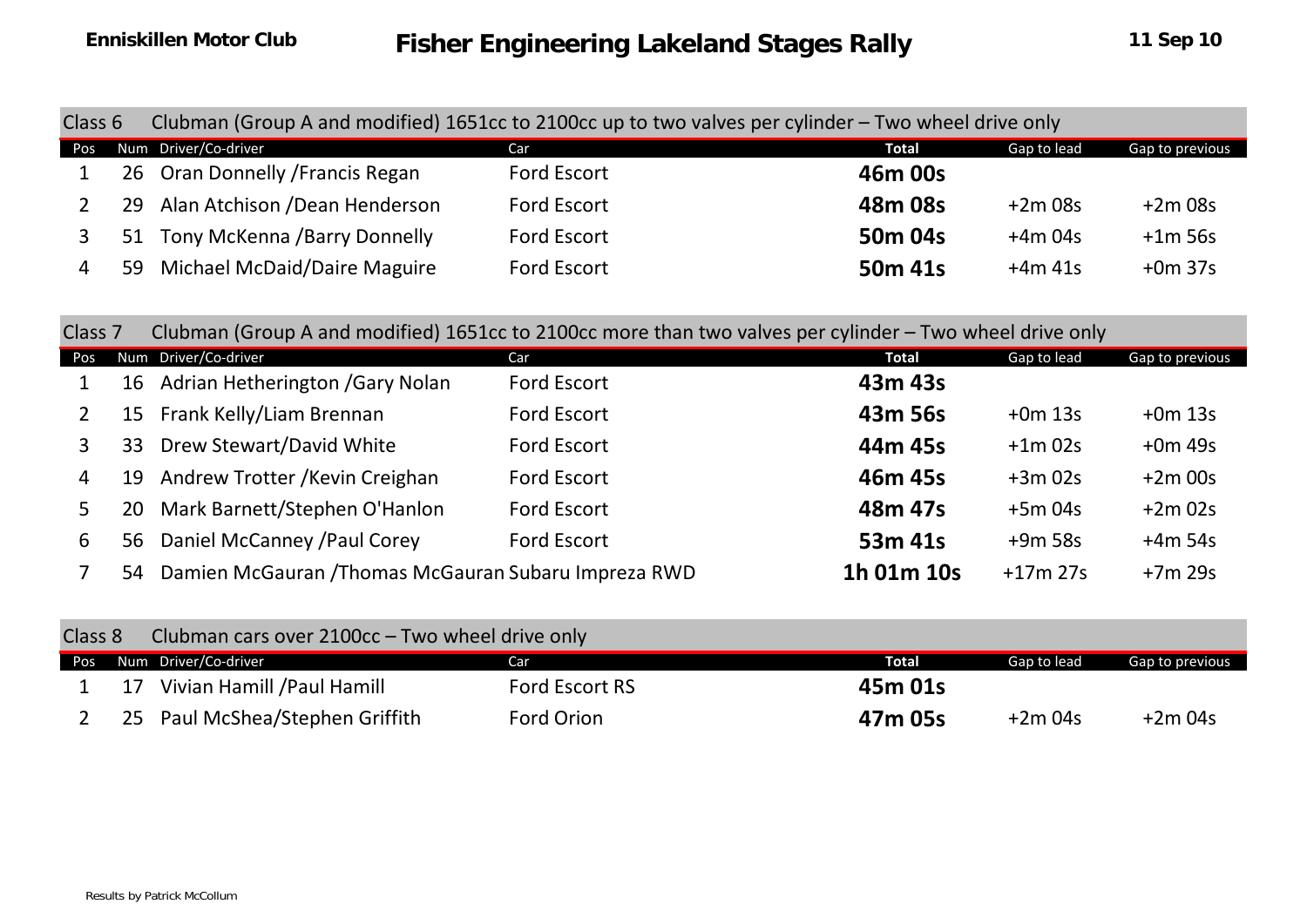Enniskillen Motor Club **Fisher Engineering Lakeland Stages Rally** 11 Sep 10

## Class 6 Clubman (Group A and modified) 1651cc to 2100cc up to two valves per cylinder – Two wheel drive only

| Pos | Num | Driver/Co-driver | Car | Total | Gap to lead | Gap to previous |
|---|---|---|---|---|---|---|
| 1 | 26 | Oran Donnelly /Francis Regan | Ford Escort | **46m 00s** | | |
| 2 | 29 | Alan Atchison /Dean Henderson | Ford Escort | **48m 08s** | +2m 08s | +2m 08s |
| 3 | 51 | Tony McKenna /Barry Donnelly | Ford Escort | **50m 04s** | +4m 04s | +1m 56s |
| 4 | 59 | Michael McDaid/Daire Maguire | Ford Escort | **50m 41s** | +4m 41s | +0m 37s |

## Class 7 Clubman (Group A and modified) 1651cc to 2100cc more than two valves per cylinder – Two wheel drive only

| Pos | Num | Driver/Co-driver | Car | Total | Gap to lead | Gap to previous |
|---|---|---|---|---|---|---|
| 1 | 16 | Adrian Hetherington /Gary Nolan | Ford Escort | **43m 43s** | | |
| 2 | 15 | Frank Kelly/Liam Brennan | Ford Escort | **43m 56s** | +0m 13s | +0m 13s |
| 3 | 33 | Drew Stewart/David White | Ford Escort | **44m 45s** | +1m 02s | +0m 49s |
| 4 | 19 | Andrew Trotter /Kevin Creighan | Ford Escort | **46m 45s** | +3m 02s | +2m 00s |
| 5 | 20 | Mark Barnett/Stephen O'Hanlon | Ford Escort | **48m 47s** | +5m 04s | +2m 02s |
| 6 | 56 | Daniel McCanney /Paul Corey | Ford Escort | **53m 41s** | +9m 58s | +4m 54s |
| 7 | 54 | Damien McGauran /Thomas McGauran | Subaru Impreza RWD | **1h 01m 10s** | +17m 27s | +7m 29s |

## Class 8 Clubman cars over 2100cc – Two wheel drive only

| Pos | Num | Driver/Co-driver | Car | Total | Gap to lead | Gap to previous |
|---|---|---|---|---|---|---|
| 1 | 17 | Vivian Hamill /Paul Hamill | Ford Escort RS | **45m 01s** | | |
| 2 | 25 | Paul McShea/Stephen Griffith | Ford Orion | **47m 05s** | +2m 04s | +2m 04s |

Results by Patrick McCollum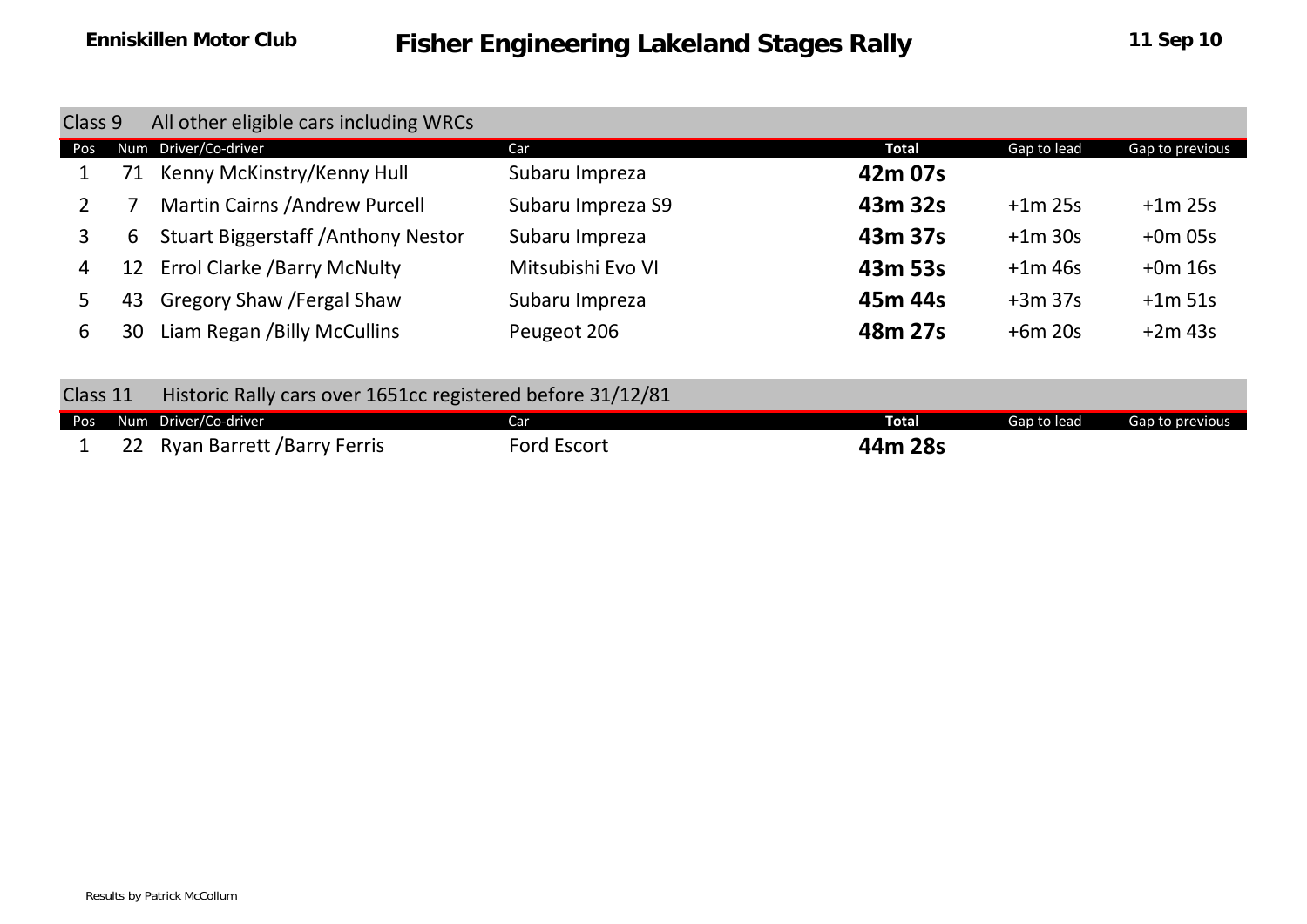## Class 9 All other eligible cars including WRCs

| Pos | Num | Driver/Co-driver | Car | Total | Gap to lead | Gap to previous |
|---|---|---|---|---|---|---|
| 1 | 71 | Kenny McKinstry/Kenny Hull | Subaru Impreza | **42m 07s** | | |
| 2 | 7 | Martin Cairns /Andrew Purcell | Subaru Impreza S9 | **43m 32s** | +1m 25s | +1m 25s |
| 3 | 6 | Stuart Biggerstaff /Anthony Nestor | Subaru Impreza | **43m 37s** | +1m 30s | +0m 05s |
| 4 | 12 | Errol Clarke /Barry McNulty | Mitsubishi Evo VI | **43m 53s** | +1m 46s | +0m 16s |
| 5 | 43 | Gregory Shaw /Fergal Shaw | Subaru Impreza | **45m 44s** | +3m 37s | +1m 51s |
| 6 | 30 | Liam Regan /Billy McCullins | Peugeot 206 | **48m 27s** | +6m 20s | +2m 43s |

## Class 11 Historic Rally cars over 1651cc registered before 31/12/81

| Pos | Num | Driver/Co-driver | Car | Total | Gap to lead | Gap to previous |
|---|---|---|---|---|---|---|
| 1 | 22 | Ryan Barrett /Barry Ferris | Ford Escort | **44m 28s** | | |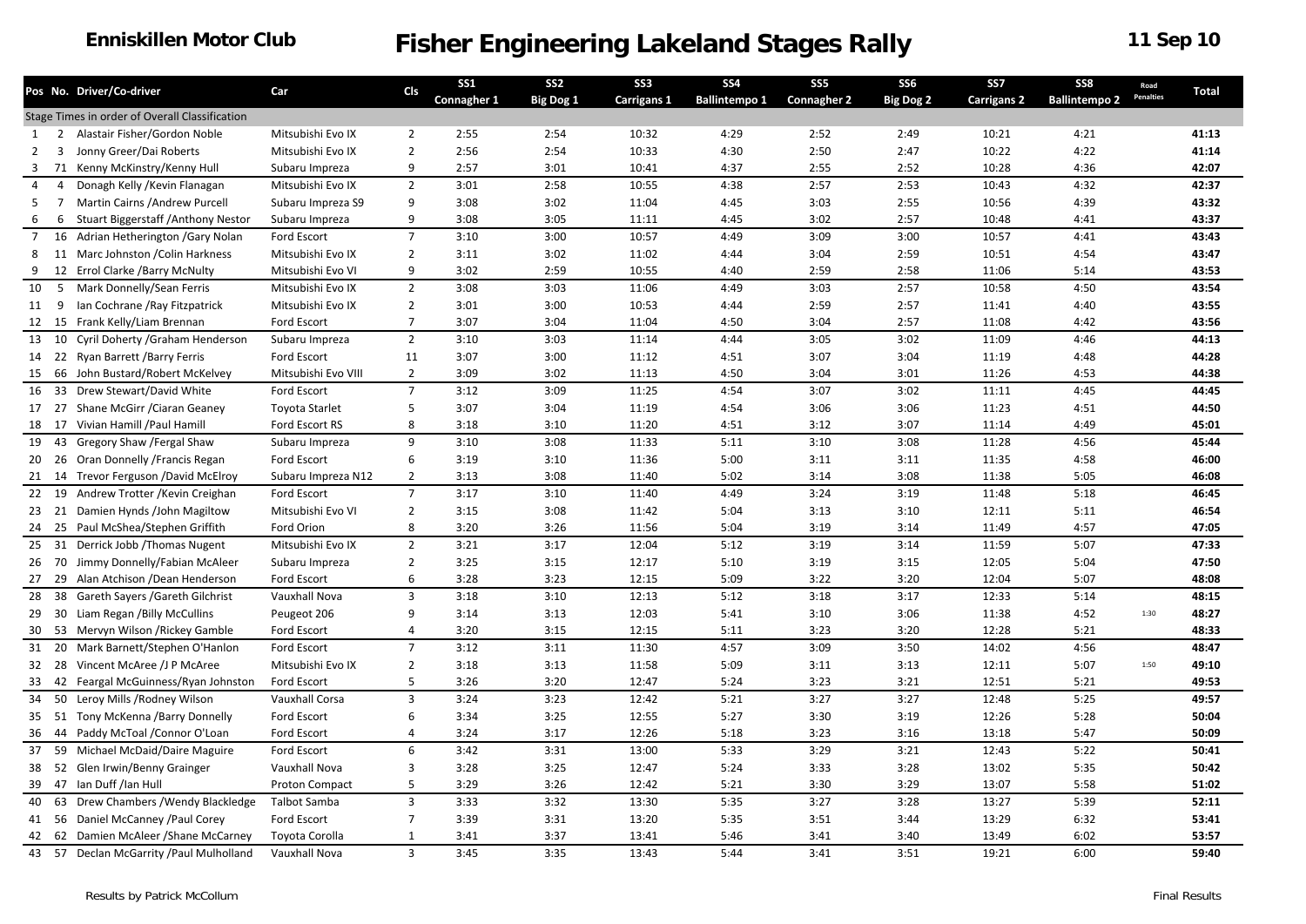**Enniskillen Motor Club**

# Fisher Engineering Lakeland Stages Rally

**11 Sep 10**

| Pos | No. | Driver/Co-driver | Car | Cls | SS1 Connagher 1 | SS2 Big Dog 1 | SS3 Carrigans 1 | SS4 Ballintempo 1 | SS5 Connagher 2 | SS6 Big Dog 2 | SS7 Carrigans 2 | SS8 Ballintempo 2 | Road Penalties | Total |
|---|---|---|---|---|---|---|---|---|---|---|---|---|---|---|
| Stage Times in order of Overall Classification | | | | | | | | | | | | | | |
| 1 | 2 | Alastair Fisher/Gordon Noble | Mitsubishi Evo IX | 2 | 2:55 | 2:54 | 10:32 | 4:29 | 2:52 | 2:49 | 10:21 | 4:21 | | **41:13** |
| 2 | 3 | Jonny Greer/Dai Roberts | Mitsubishi Evo IX | 2 | 2:56 | 2:54 | 10:33 | 4:30 | 2:50 | 2:47 | 10:22 | 4:22 | | **41:14** |
| 3 | 71 | Kenny McKinstry/Kenny Hull | Subaru Impreza | 9 | 2:57 | 3:01 | 10:41 | 4:37 | 2:55 | 2:52 | 10:28 | 4:36 | | **42:07** |
| 4 | 4 | Donagh Kelly /Kevin Flanagan | Mitsubishi Evo IX | 2 | 3:01 | 2:58 | 10:55 | 4:38 | 2:57 | 2:53 | 10:43 | 4:32 | | **42:37** |
| 5 | 7 | Martin Cairns /Andrew Purcell | Subaru Impreza S9 | 9 | 3:08 | 3:02 | 11:04 | 4:45 | 3:03 | 2:55 | 10:56 | 4:39 | | **43:32** |
| 6 | 6 | Stuart Biggerstaff /Anthony Nestor | Subaru Impreza | 9 | 3:08 | 3:05 | 11:11 | 4:45 | 3:02 | 2:57 | 10:48 | 4:41 | | **43:37** |
| 7 | 16 | Adrian Hetherington /Gary Nolan | Ford Escort | 7 | 3:10 | 3:00 | 10:57 | 4:49 | 3:09 | 3:00 | 10:57 | 4:41 | | **43:43** |
| 8 | 11 | Marc Johnston /Colin Harkness | Mitsubishi Evo IX | 2 | 3:11 | 3:02 | 11:02 | 4:44 | 3:04 | 2:59 | 10:51 | 4:54 | | **43:47** |
| 9 | 12 | Errol Clarke /Barry McNulty | Mitsubishi Evo VI | 9 | 3:02 | 2:59 | 10:55 | 4:40 | 2:59 | 2:58 | 11:06 | 5:14 | | **43:53** |
| 10 | 5 | Mark Donnelly/Sean Ferris | Mitsubishi Evo IX | 2 | 3:08 | 3:03 | 11:06 | 4:49 | 3:03 | 2:57 | 10:58 | 4:50 | | **43:54** |
| 11 | 9 | Ian Cochrane /Ray Fitzpatrick | Mitsubishi Evo IX | 2 | 3:01 | 3:00 | 10:53 | 4:44 | 2:59 | 2:57 | 11:41 | 4:40 | | **43:55** |
| 12 | 15 | Frank Kelly/Liam Brennan | Ford Escort | 7 | 3:07 | 3:04 | 11:04 | 4:50 | 3:04 | 2:57 | 11:08 | 4:42 | | **43:56** |
| 13 | 10 | Cyril Doherty /Graham Henderson | Subaru Impreza | 2 | 3:10 | 3:03 | 11:14 | 4:44 | 3:05 | 3:02 | 11:09 | 4:46 | | **44:13** |
| 14 | 22 | Ryan Barrett /Barry Ferris | Ford Escort | 11 | 3:07 | 3:00 | 11:12 | 4:51 | 3:07 | 3:04 | 11:19 | 4:48 | | **44:28** |
| 15 | 66 | John Bustard/Robert McKelvey | Mitsubishi Evo VIII | 2 | 3:09 | 3:02 | 11:13 | 4:50 | 3:04 | 3:01 | 11:26 | 4:53 | | **44:38** |
| 16 | 33 | Drew Stewart/David White | Ford Escort | 7 | 3:12 | 3:09 | 11:25 | 4:54 | 3:07 | 3:02 | 11:11 | 4:45 | | **44:45** |
| 17 | 27 | Shane McGirr /Ciaran Geaney | Toyota Starlet | 5 | 3:07 | 3:04 | 11:19 | 4:54 | 3:06 | 3:06 | 11:23 | 4:51 | | **44:50** |
| 18 | 17 | Vivian Hamill /Paul Hamill | Ford Escort RS | 8 | 3:18 | 3:10 | 11:20 | 4:51 | 3:12 | 3:07 | 11:14 | 4:49 | | **45:01** |
| 19 | 43 | Gregory Shaw /Fergal Shaw | Subaru Impreza | 9 | 3:10 | 3:08 | 11:33 | 5:11 | 3:10 | 3:08 | 11:28 | 4:56 | | **45:44** |
| 20 | 26 | Oran Donnelly /Francis Regan | Ford Escort | 6 | 3:19 | 3:10 | 11:36 | 5:00 | 3:11 | 3:11 | 11:35 | 4:58 | | **46:00** |
| 21 | 14 | Trevor Ferguson /David McElroy | Subaru Impreza N12 | 2 | 3:13 | 3:08 | 11:40 | 5:02 | 3:14 | 3:08 | 11:38 | 5:05 | | **46:08** |
| 22 | 19 | Andrew Trotter /Kevin Creighan | Ford Escort | 7 | 3:17 | 3:10 | 11:40 | 4:49 | 3:24 | 3:19 | 11:48 | 5:18 | | **46:45** |
| 23 | 21 | Damien Hynds /John Magiltow | Mitsubishi Evo VI | 2 | 3:15 | 3:08 | 11:42 | 5:04 | 3:13 | 3:10 | 12:11 | 5:11 | | **46:54** |
| 24 | 25 | Paul McShea/Stephen Griffith | Ford Orion | 8 | 3:20 | 3:26 | 11:56 | 5:04 | 3:19 | 3:14 | 11:49 | 4:57 | | **47:05** |
| 25 | 31 | Derrick Jobb /Thomas Nugent | Mitsubishi Evo IX | 2 | 3:21 | 3:17 | 12:04 | 5:12 | 3:19 | 3:14 | 11:59 | 5:07 | | **47:33** |
| 26 | 70 | Jimmy Donnelly/Fabian McAleer | Subaru Impreza | 2 | 3:25 | 3:15 | 12:17 | 5:10 | 3:19 | 3:15 | 12:05 | 5:04 | | **47:50** |
| 27 | 29 | Alan Atchison /Dean Henderson | Ford Escort | 6 | 3:28 | 3:23 | 12:15 | 5:09 | 3:22 | 3:20 | 12:04 | 5:07 | | **48:08** |
| 28 | 38 | Gareth Sayers /Gareth Gilchrist | Vauxhall Nova | 3 | 3:18 | 3:10 | 12:13 | 5:12 | 3:18 | 3:17 | 12:33 | 5:14 | | **48:15** |
| 29 | 30 | Liam Regan /Billy McCullins | Peugeot 206 | 9 | 3:14 | 3:13 | 12:03 | 5:41 | 3:10 | 3:06 | 11:38 | 4:52 | 1:30 | **48:27** |
| 30 | 53 | Mervyn Wilson /Rickey Gamble | Ford Escort | 4 | 3:20 | 3:15 | 12:15 | 5:11 | 3:23 | 3:20 | 12:28 | 5:21 | | **48:33** |
| 31 | 20 | Mark Barnett/Stephen O'Hanlon | Ford Escort | 7 | 3:12 | 3:11 | 11:30 | 4:57 | 3:09 | 3:50 | 14:02 | 4:56 | | **48:47** |
| 32 | 28 | Vincent McAree /J P McAree | Mitsubishi Evo IX | 2 | 3:18 | 3:13 | 11:58 | 5:09 | 3:11 | 3:13 | 12:11 | 5:07 | 1:50 | **49:10** |
| 33 | 42 | Feargal McGuinness/Ryan Johnston | Ford Escort | 5 | 3:26 | 3:20 | 12:47 | 5:24 | 3:23 | 3:21 | 12:51 | 5:21 | | **49:53** |
| 34 | 50 | Leroy Mills /Rodney Wilson | Vauxhall Corsa | 3 | 3:24 | 3:23 | 12:42 | 5:21 | 3:27 | 3:27 | 12:48 | 5:25 | | **49:57** |
| 35 | 51 | Tony McKenna /Barry Donnelly | Ford Escort | 6 | 3:34 | 3:25 | 12:55 | 5:27 | 3:30 | 3:19 | 12:26 | 5:28 | | **50:04** |
| 36 | 44 | Paddy McToal /Connor O'Loan | Ford Escort | 4 | 3:24 | 3:17 | 12:26 | 5:18 | 3:23 | 3:16 | 13:18 | 5:47 | | **50:09** |
| 37 | 59 | Michael McDaid/Daire Maguire | Ford Escort | 6 | 3:42 | 3:31 | 13:00 | 5:33 | 3:29 | 3:21 | 12:43 | 5:22 | | **50:41** |
| 38 | 52 | Glen Irwin/Benny Grainger | Vauxhall Nova | 3 | 3:28 | 3:25 | 12:47 | 5:24 | 3:33 | 3:28 | 13:02 | 5:35 | | **50:42** |
| 39 | 47 | Ian Duff /Ian Hull | Proton Compact | 5 | 3:29 | 3:26 | 12:42 | 5:21 | 3:30 | 3:29 | 13:07 | 5:58 | | **51:02** |
| 40 | 63 | Drew Chambers /Wendy Blackledge | Talbot Samba | 3 | 3:33 | 3:32 | 13:30 | 5:35 | 3:27 | 3:28 | 13:27 | 5:39 | | **52:11** |
| 41 | 56 | Daniel McCanney /Paul Corey | Ford Escort | 7 | 3:39 | 3:31 | 13:20 | 5:35 | 3:51 | 3:44 | 13:29 | 6:32 | | **53:41** |
| 42 | 62 | Damien McAleer /Shane McCarney | Toyota Corolla | 1 | 3:41 | 3:37 | 13:41 | 5:46 | 3:41 | 3:40 | 13:49 | 6:02 | | **53:57** |
| 43 | 57 | Declan McGarrity /Paul Mulholland | Vauxhall Nova | 3 | 3:45 | 3:35 | 13:43 | 5:44 | 3:41 | 3:51 | 19:21 | 6:00 | | **59:40** |

Results by Patrick McCollum

Final Results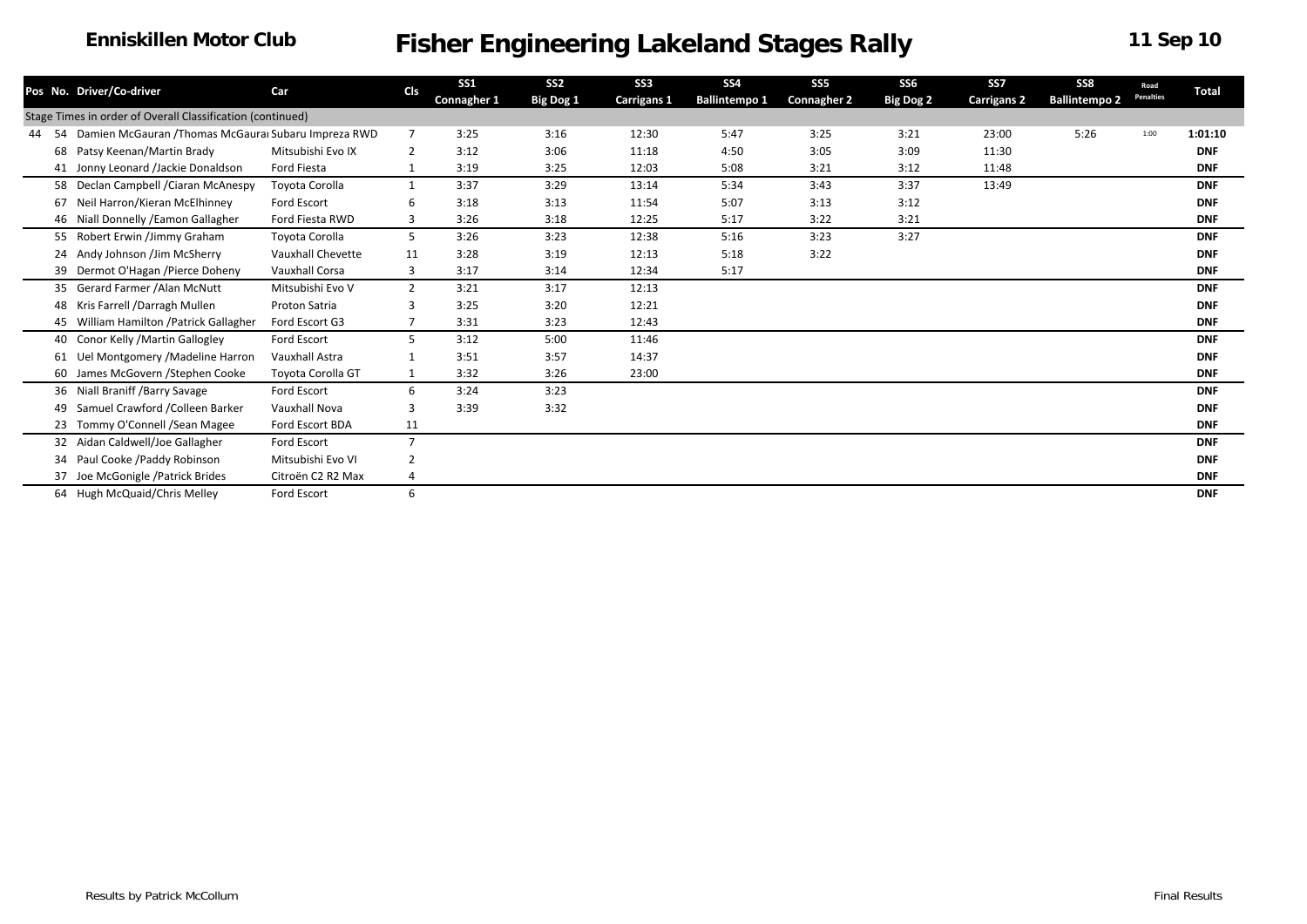# Enniskillen Motor Club — Fisher Engineering Lakeland Stages Rally — 11 Sep 10

| Pos | No. | Driver/Co-driver | Car | Cls | SS1 Connagher 1 | SS2 Big Dog 1 | SS3 Carrigans 1 | SS4 Ballintempo 1 | SS5 Connagher 2 | SS6 Big Dog 2 | SS7 Carrigans 2 | SS8 Ballintempo 2 | Road Penalties | Total |
|---|---|---|---|---|---|---|---|---|---|---|---|---|---|---|
| Stage Times in order of Overall Classification (continued) | | | | | | | | | | | | | | |
| 44 | 54 | Damien McGauran /Thomas McGaurai | Subaru Impreza RWD | 7 | 3:25 | 3:16 | 12:30 | 5:47 | 3:25 | 3:21 | 23:00 | 5:26 | 1:00 | **1:01:10** |
| | 68 | Patsy Keenan/Martin Brady | Mitsubishi Evo IX | 2 | 3:12 | 3:06 | 11:18 | 4:50 | 3:05 | 3:09 | 11:30 | | | **DNF** |
| | 41 | Jonny Leonard /Jackie Donaldson | Ford Fiesta | 1 | 3:19 | 3:25 | 12:03 | 5:08 | 3:21 | 3:12 | 11:48 | | | **DNF** |
| | 58 | Declan Campbell /Ciaran McAnespy | Toyota Corolla | 1 | 3:37 | 3:29 | 13:14 | 5:34 | 3:43 | 3:37 | 13:49 | | | **DNF** |
| | 67 | Neil Harron/Kieran McElhinney | Ford Escort | 6 | 3:18 | 3:13 | 11:54 | 5:07 | 3:13 | 3:12 | | | | **DNF** |
| | 46 | Niall Donnelly /Eamon Gallagher | Ford Fiesta RWD | 3 | 3:26 | 3:18 | 12:25 | 5:17 | 3:22 | 3:21 | | | | **DNF** |
| | 55 | Robert Erwin /Jimmy Graham | Toyota Corolla | 5 | 3:26 | 3:23 | 12:38 | 5:16 | 3:23 | 3:27 | | | | **DNF** |
| | 24 | Andy Johnson /Jim McSherry | Vauxhall Chevette | 11 | 3:28 | 3:19 | 12:13 | 5:18 | 3:22 | | | | | **DNF** |
| | 39 | Dermot O'Hagan /Pierce Doheny | Vauxhall Corsa | 3 | 3:17 | 3:14 | 12:34 | 5:17 | | | | | | **DNF** |
| | 35 | Gerard Farmer /Alan McNutt | Mitsubishi Evo V | 2 | 3:21 | 3:17 | 12:13 | | | | | | | **DNF** |
| | 48 | Kris Farrell /Darragh Mullen | Proton Satria | 3 | 3:25 | 3:20 | 12:21 | | | | | | | **DNF** |
| | 45 | William Hamilton /Patrick Gallagher | Ford Escort G3 | 7 | 3:31 | 3:23 | 12:43 | | | | | | | **DNF** |
| | 40 | Conor Kelly /Martin Gallogley | Ford Escort | 5 | 3:12 | 5:00 | 11:46 | | | | | | | **DNF** |
| | 61 | Uel Montgomery /Madeline Harron | Vauxhall Astra | 1 | 3:51 | 3:57 | 14:37 | | | | | | | **DNF** |
| | 60 | James McGovern /Stephen Cooke | Toyota Corolla GT | 1 | 3:32 | 3:26 | 23:00 | | | | | | | **DNF** |
| | 36 | Niall Braniff /Barry Savage | Ford Escort | 6 | 3:24 | 3:23 | | | | | | | | **DNF** |
| | 49 | Samuel Crawford /Colleen Barker | Vauxhall Nova | 3 | 3:39 | 3:32 | | | | | | | | **DNF** |
| | 23 | Tommy O'Connell /Sean Magee | Ford Escort BDA | 11 | | | | | | | | | | **DNF** |
| | 32 | Aidan Caldwell/Joe Gallagher | Ford Escort | 7 | | | | | | | | | | **DNF** |
| | 34 | Paul Cooke /Paddy Robinson | Mitsubishi Evo VI | 2 | | | | | | | | | | **DNF** |
| | 37 | Joe McGonigle /Patrick Brides | Citroën C2 R2 Max | 4 | | | | | | | | | | **DNF** |
| | 64 | Hugh McQuaid/Chris Melley | Ford Escort | 6 | | | | | | | | | | **DNF** |

Results by Patrick McCollum

Final Results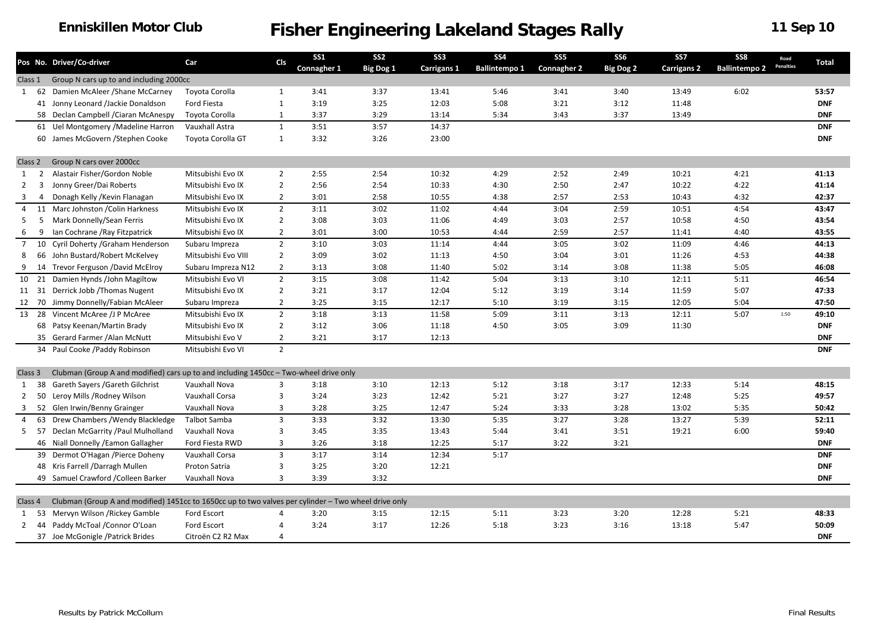# Enniskillen Motor Club

## Fisher Engineering Lakeland Stages Rally

**11 Sep 10**

| Pos | No. | Driver/Co-driver | Car | Cls | SS1 Connagher 1 | SS2 Big Dog 1 | SS3 Carrigans 1 | SS4 Ballintempo 1 | SS5 Connagher 2 | SS6 Big Dog 2 | SS7 Carrigans 2 | SS8 Ballintempo 2 | Road Penalties | Total |
|---|---|---|---|---|---|---|---|---|---|---|---|---|---|---|
| Class 1 | | Group N cars up to and including 2000cc | | | | | | | | | | | | |
| 1 | 62 | Damien McAleer /Shane McCarney | Toyota Corolla | 1 | 3:41 | 3:37 | 13:41 | 5:46 | 3:41 | 3:40 | 13:49 | 6:02 | | **53:57** |
| | 41 | Jonny Leonard /Jackie Donaldson | Ford Fiesta | 1 | 3:19 | 3:25 | 12:03 | 5:08 | 3:21 | 3:12 | 11:48 | | | **DNF** |
| | 58 | Declan Campbell /Ciaran McAnespy | Toyota Corolla | 1 | 3:37 | 3:29 | 13:14 | 5:34 | 3:43 | 3:37 | 13:49 | | | **DNF** |
| | 61 | Uel Montgomery /Madeline Harron | Vauxhall Astra | 1 | 3:51 | 3:57 | 14:37 | | | | | | | **DNF** |
| | 60 | James McGovern /Stephen Cooke | Toyota Corolla GT | 1 | 3:32 | 3:26 | 23:00 | | | | | | | **DNF** |
| Class 2 | | Group N cars over 2000cc | | | | | | | | | | | | |
| 1 | 2 | Alastair Fisher/Gordon Noble | Mitsubishi Evo IX | 2 | 2:55 | 2:54 | 10:32 | 4:29 | 2:52 | 2:49 | 10:21 | 4:21 | | **41:13** |
| 2 | 3 | Jonny Greer/Dai Roberts | Mitsubishi Evo IX | 2 | 2:56 | 2:54 | 10:33 | 4:30 | 2:50 | 2:47 | 10:22 | 4:22 | | **41:14** |
| 3 | 4 | Donagh Kelly /Kevin Flanagan | Mitsubishi Evo IX | 2 | 3:01 | 2:58 | 10:55 | 4:38 | 2:57 | 2:53 | 10:43 | 4:32 | | **42:37** |
| 4 | 11 | Marc Johnston /Colin Harkness | Mitsubishi Evo IX | 2 | 3:11 | 3:02 | 11:02 | 4:44 | 3:04 | 2:59 | 10:51 | 4:54 | | **43:47** |
| 5 | 5 | Mark Donnelly/Sean Ferris | Mitsubishi Evo IX | 2 | 3:08 | 3:03 | 11:06 | 4:49 | 3:03 | 2:57 | 10:58 | 4:50 | | **43:54** |
| 6 | 9 | Ian Cochrane /Ray Fitzpatrick | Mitsubishi Evo IX | 2 | 3:01 | 3:00 | 10:53 | 4:44 | 2:59 | 2:57 | 11:41 | 4:40 | | **43:55** |
| 7 | 10 | Cyril Doherty /Graham Henderson | Subaru Impreza | 2 | 3:10 | 3:03 | 11:14 | 4:44 | 3:05 | 3:02 | 11:09 | 4:46 | | **44:13** |
| 8 | 66 | John Bustard/Robert McKelvey | Mitsubishi Evo VIII | 2 | 3:09 | 3:02 | 11:13 | 4:50 | 3:04 | 3:01 | 11:26 | 4:53 | | **44:38** |
| 9 | 14 | Trevor Ferguson /David McElroy | Subaru Impreza N12 | 2 | 3:13 | 3:08 | 11:40 | 5:02 | 3:14 | 3:08 | 11:38 | 5:05 | | **46:08** |
| 10 | 21 | Damien Hynds /John Magiltow | Mitsubishi Evo VI | 2 | 3:15 | 3:08 | 11:42 | 5:04 | 3:13 | 3:10 | 12:11 | 5:11 | | **46:54** |
| 11 | 31 | Derrick Jobb /Thomas Nugent | Mitsubishi Evo IX | 2 | 3:21 | 3:17 | 12:04 | 5:12 | 3:19 | 3:14 | 11:59 | 5:07 | | **47:33** |
| 12 | 70 | Jimmy Donnelly/Fabian McAleer | Subaru Impreza | 2 | 3:25 | 3:15 | 12:17 | 5:10 | 3:19 | 3:15 | 12:05 | 5:04 | | **47:50** |
| 13 | 28 | Vincent McAree /J P McAree | Mitsubishi Evo IX | 2 | 3:18 | 3:13 | 11:58 | 5:09 | 3:11 | 3:13 | 12:11 | 5:07 | 1:50 | **49:10** |
| | 68 | Patsy Keenan/Martin Brady | Mitsubishi Evo IX | 2 | 3:12 | 3:06 | 11:18 | 4:50 | 3:05 | 3:09 | 11:30 | | | **DNF** |
| | 35 | Gerard Farmer /Alan McNutt | Mitsubishi Evo V | 2 | 3:21 | 3:17 | 12:13 | | | | | | | **DNF** |
| | 34 | Paul Cooke /Paddy Robinson | Mitsubishi Evo VI | 2 | | | | | | | | | | **DNF** |
| Class 3 | | Clubman (Group A and modified) cars up to and including 1450cc – Two-wheel drive only | | | | | | | | | | | | |
| 1 | 38 | Gareth Sayers /Gareth Gilchrist | Vauxhall Nova | 3 | 3:18 | 3:10 | 12:13 | 5:12 | 3:18 | 3:17 | 12:33 | 5:14 | | **48:15** |
| 2 | 50 | Leroy Mills /Rodney Wilson | Vauxhall Corsa | 3 | 3:24 | 3:23 | 12:42 | 5:21 | 3:27 | 3:27 | 12:48 | 5:25 | | **49:57** |
| 3 | 52 | Glen Irwin/Benny Grainger | Vauxhall Nova | 3 | 3:28 | 3:25 | 12:47 | 5:24 | 3:33 | 3:28 | 13:02 | 5:35 | | **50:42** |
| 4 | 63 | Drew Chambers /Wendy Blackledge | Talbot Samba | 3 | 3:33 | 3:32 | 13:30 | 5:35 | 3:27 | 3:28 | 13:27 | 5:39 | | **52:11** |
| 5 | 57 | Declan McGarrity /Paul Mulholland | Vauxhall Nova | 3 | 3:45 | 3:35 | 13:43 | 5:44 | 3:41 | 3:51 | 19:21 | 6:00 | | **59:40** |
| | 46 | Niall Donnelly /Eamon Gallagher | Ford Fiesta RWD | 3 | 3:26 | 3:18 | 12:25 | 5:17 | 3:22 | 3:21 | | | | **DNF** |
| | 39 | Dermot O'Hagan /Pierce Doheny | Vauxhall Corsa | 3 | 3:17 | 3:14 | 12:34 | 5:17 | | | | | | **DNF** |
| | 48 | Kris Farrell /Darragh Mullen | Proton Satria | 3 | 3:25 | 3:20 | 12:21 | | | | | | | **DNF** |
| | 49 | Samuel Crawford /Colleen Barker | Vauxhall Nova | 3 | 3:39 | 3:32 | | | | | | | | **DNF** |
| Class 4 | | Clubman (Group A and modified) 1451cc to 1650cc up to two valves per cylinder – Two wheel drive only | | | | | | | | | | | | |
| 1 | 53 | Mervyn Wilson /Rickey Gamble | Ford Escort | 4 | 3:20 | 3:15 | 12:15 | 5:11 | 3:23 | 3:20 | 12:28 | 5:21 | | **48:33** |
| 2 | 44 | Paddy McToal /Connor O'Loan | Ford Escort | 4 | 3:24 | 3:17 | 12:26 | 5:18 | 3:23 | 3:16 | 13:18 | 5:47 | | **50:09** |
| | 37 | Joe McGonigle /Patrick Brides | Citroën C2 R2 Max | 4 | | | | | | | | | | **DNF** |

Results by Patrick McCollum

Final Results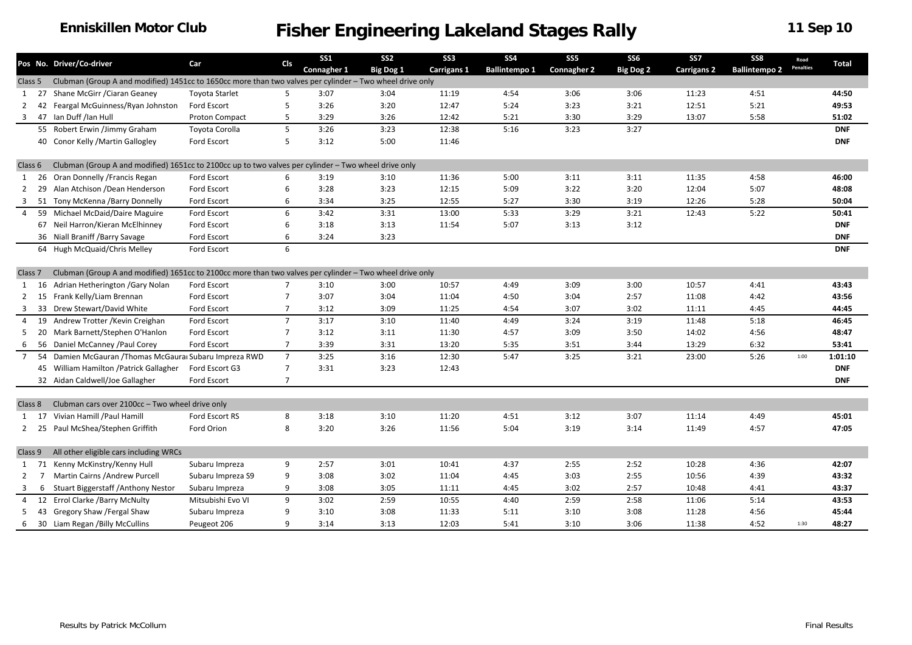# Enniskillen Motor Club

# Fisher Engineering Lakeland Stages Rally

**11 Sep 10**

| Pos | No. | Driver/Co-driver | Car | Cls | SS1 Connagher 1 | SS2 Big Dog 1 | SS3 Carrigans 1 | SS4 Ballintempo 1 | SS5 Connagher 2 | SS6 Big Dog 2 | SS7 Carrigans 2 | SS8 Ballintempo 2 | Road Penalties | Total |
|---|---|---|---|---|---|---|---|---|---|---|---|---|---|---|
| Class 5 | | Clubman (Group A and modified) 1451cc to 1650cc more than two valves per cylinder – Two wheel drive only | | | | | | | | | | | | |
| 1 | 27 | Shane McGirr /Ciaran Geaney | Toyota Starlet | 5 | 3:07 | 3:04 | 11:19 | 4:54 | 3:06 | 3:06 | 11:23 | 4:51 | | **44:50** |
| 2 | 42 | Feargal McGuinness/Ryan Johnston | Ford Escort | 5 | 3:26 | 3:20 | 12:47 | 5:24 | 3:23 | 3:21 | 12:51 | 5:21 | | **49:53** |
| 3 | 47 | Ian Duff /Ian Hull | Proton Compact | 5 | 3:29 | 3:26 | 12:42 | 5:21 | 3:30 | 3:29 | 13:07 | 5:58 | | **51:02** |
| | 55 | Robert Erwin /Jimmy Graham | Toyota Corolla | 5 | 3:26 | 3:23 | 12:38 | 5:16 | 3:23 | 3:27 | | | | **DNF** |
| | 40 | Conor Kelly /Martin Gallogley | Ford Escort | 5 | 3:12 | 5:00 | 11:46 | | | | | | | **DNF** |
| Class 6 | | Clubman (Group A and modified) 1651cc to 2100cc up to two valves per cylinder – Two wheel drive only | | | | | | | | | | | | |
| 1 | 26 | Oran Donnelly /Francis Regan | Ford Escort | 6 | 3:19 | 3:10 | 11:36 | 5:00 | 3:11 | 3:11 | 11:35 | 4:58 | | **46:00** |
| 2 | 29 | Alan Atchison /Dean Henderson | Ford Escort | 6 | 3:28 | 3:23 | 12:15 | 5:09 | 3:22 | 3:20 | 12:04 | 5:07 | | **48:08** |
| 3 | 51 | Tony McKenna /Barry Donnelly | Ford Escort | 6 | 3:34 | 3:25 | 12:55 | 5:27 | 3:30 | 3:19 | 12:26 | 5:28 | | **50:04** |
| 4 | 59 | Michael McDaid/Daire Maguire | Ford Escort | 6 | 3:42 | 3:31 | 13:00 | 5:33 | 3:29 | 3:21 | 12:43 | 5:22 | | **50:41** |
| | 67 | Neil Harron/Kieran McElhinney | Ford Escort | 6 | 3:18 | 3:13 | 11:54 | 5:07 | 3:13 | 3:12 | | | | **DNF** |
| | 36 | Niall Braniff /Barry Savage | Ford Escort | 6 | 3:24 | 3:23 | | | | | | | | **DNF** |
| | 64 | Hugh McQuaid/Chris Melley | Ford Escort | 6 | | | | | | | | | | **DNF** |
| Class 7 | | Clubman (Group A and modified) 1651cc to 2100cc more than two valves per cylinder – Two wheel drive only | | | | | | | | | | | | |
| 1 | 16 | Adrian Hetherington /Gary Nolan | Ford Escort | 7 | 3:10 | 3:00 | 10:57 | 4:49 | 3:09 | 3:00 | 10:57 | 4:41 | | **43:43** |
| 2 | 15 | Frank Kelly/Liam Brennan | Ford Escort | 7 | 3:07 | 3:04 | 11:04 | 4:50 | 3:04 | 2:57 | 11:08 | 4:42 | | **43:56** |
| 3 | 33 | Drew Stewart/David White | Ford Escort | 7 | 3:12 | 3:09 | 11:25 | 4:54 | 3:07 | 3:02 | 11:11 | 4:45 | | **44:45** |
| 4 | 19 | Andrew Trotter /Kevin Creighan | Ford Escort | 7 | 3:17 | 3:10 | 11:40 | 4:49 | 3:24 | 3:19 | 11:48 | 5:18 | | **46:45** |
| 5 | 20 | Mark Barnett/Stephen O'Hanlon | Ford Escort | 7 | 3:12 | 3:11 | 11:30 | 4:57 | 3:09 | 3:50 | 14:02 | 4:56 | | **48:47** |
| 6 | 56 | Daniel McCanney /Paul Corey | Ford Escort | 7 | 3:39 | 3:31 | 13:20 | 5:35 | 3:51 | 3:44 | 13:29 | 6:32 | | **53:41** |
| 7 | 54 | Damien McGauran /Thomas McGaura | Subaru Impreza RWD | 7 | 3:25 | 3:16 | 12:30 | 5:47 | 3:25 | 3:21 | 23:00 | 5:26 | 1:00 | **1:01:10** |
| | 45 | William Hamilton /Patrick Gallagher | Ford Escort G3 | 7 | 3:31 | 3:23 | 12:43 | | | | | | | **DNF** |
| | 32 | Aidan Caldwell/Joe Gallagher | Ford Escort | 7 | | | | | | | | | | **DNF** |
| Class 8 | | Clubman cars over 2100cc – Two wheel drive only | | | | | | | | | | | | |
| 1 | 17 | Vivian Hamill /Paul Hamill | Ford Escort RS | 8 | 3:18 | 3:10 | 11:20 | 4:51 | 3:12 | 3:07 | 11:14 | 4:49 | | **45:01** |
| 2 | 25 | Paul McShea/Stephen Griffith | Ford Orion | 8 | 3:20 | 3:26 | 11:56 | 5:04 | 3:19 | 3:14 | 11:49 | 4:57 | | **47:05** |
| Class 9 | | All other eligible cars including WRCs | | | | | | | | | | | | |
| 1 | 71 | Kenny McKinstry/Kenny Hull | Subaru Impreza | 9 | 2:57 | 3:01 | 10:41 | 4:37 | 2:55 | 2:52 | 10:28 | 4:36 | | **42:07** |
| 2 | 7 | Martin Cairns /Andrew Purcell | Subaru Impreza S9 | 9 | 3:08 | 3:02 | 11:04 | 4:45 | 3:03 | 2:55 | 10:56 | 4:39 | | **43:32** |
| 3 | 6 | Stuart Biggerstaff /Anthony Nestor | Subaru Impreza | 9 | 3:08 | 3:05 | 11:11 | 4:45 | 3:02 | 2:57 | 10:48 | 4:41 | | **43:37** |
| 4 | 12 | Errol Clarke /Barry McNulty | Mitsubishi Evo VI | 9 | 3:02 | 2:59 | 10:55 | 4:40 | 2:59 | 2:58 | 11:06 | 5:14 | | **43:53** |
| 5 | 43 | Gregory Shaw /Fergal Shaw | Subaru Impreza | 9 | 3:10 | 3:08 | 11:33 | 5:11 | 3:10 | 3:08 | 11:28 | 4:56 | | **45:44** |
| 6 | 30 | Liam Regan /Billy McCullins | Peugeot 206 | 9 | 3:14 | 3:13 | 12:03 | 5:41 | 3:10 | 3:06 | 11:38 | 4:52 | 1:30 | **48:27** |

Results by Patrick McCollum

Final Results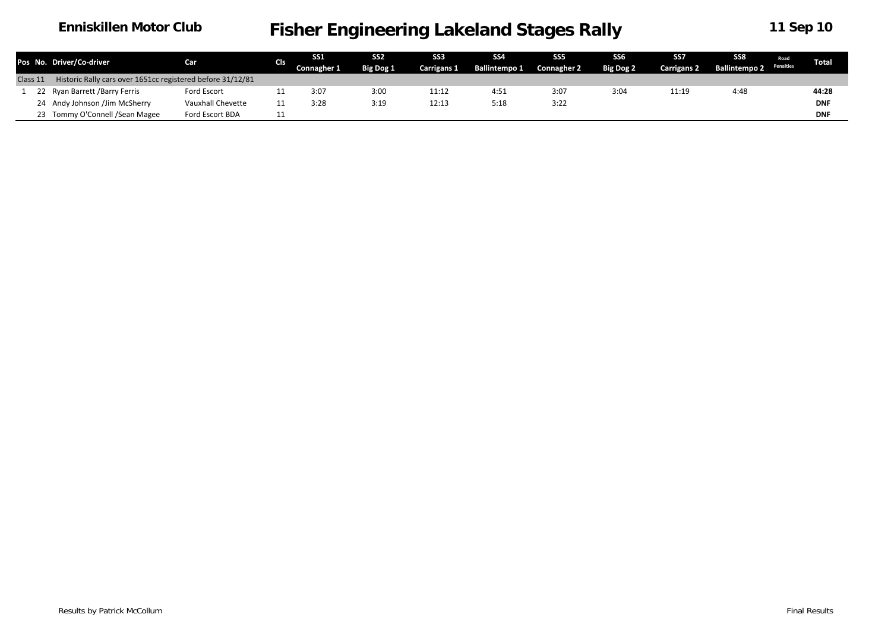**Enniskillen Motor Club**

# Fisher Engineering Lakeland Stages Rally

**11 Sep 10**

| Pos | No. | Driver/Co-driver | Car | Cls | SS1 Connagher 1 | SS2 Big Dog 1 | SS3 Carrigans 1 | SS4 Ballintempo 1 | SS5 Connagher 2 | SS6 Big Dog 2 | SS7 Carrigans 2 | SS8 Ballintempo 2 | Road Penalties | Total |
|---|---|---|---|---|---|---|---|---|---|---|---|---|---|---|
| Class 11 | | Historic Rally cars over 1651cc registered before 31/12/81 | | | | | | | | | | | | |
| 1 | 22 | Ryan Barrett /Barry Ferris | Ford Escort | 11 | 3:07 | 3:00 | 11:12 | 4:51 | 3:07 | 3:04 | 11:19 | 4:48 | | **44:28** |
| | 24 | Andy Johnson /Jim McSherry | Vauxhall Chevette | 11 | 3:28 | 3:19 | 12:13 | 5:18 | 3:22 | | | | | **DNF** |
| | 23 | Tommy O'Connell /Sean Magee | Ford Escort BDA | 11 | | | | | | | | | | **DNF** |

Results by Patrick McCollum

Final Results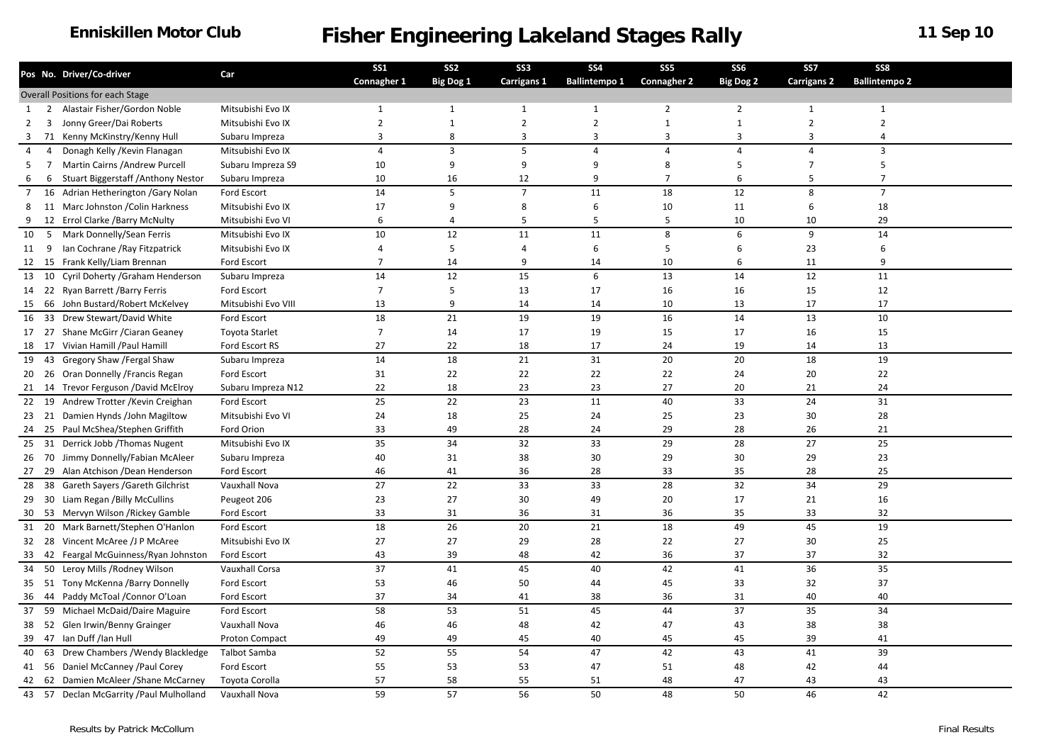# Enniskillen Motor Club — Fisher Engineering Lakeland Stages Rally — 11 Sep 10

| Pos | No. | Driver/Co-driver | Car | SS1 Connagher 1 | SS2 Big Dog 1 | SS3 Carrigans 1 | SS4 Ballintempo 1 | SS5 Connagher 2 | SS6 Big Dog 2 | SS7 Carrigans 2 | SS8 Ballintempo 2 |
|---|---|---|---|---|---|---|---|---|---|---|---|
| Overall Positions for each Stage | | | | | | | | | | | |
| 1 | 2 | Alastair Fisher/Gordon Noble | Mitsubishi Evo IX | 1 | 1 | 1 | 1 | 2 | 2 | 1 | 1 |
| 2 | 3 | Jonny Greer/Dai Roberts | Mitsubishi Evo IX | 2 | 1 | 2 | 2 | 1 | 1 | 2 | 2 |
| 3 | 71 | Kenny McKinstry/Kenny Hull | Subaru Impreza | 3 | 8 | 3 | 3 | 3 | 3 | 3 | 4 |
| 4 | 4 | Donagh Kelly /Kevin Flanagan | Mitsubishi Evo IX | 4 | 3 | 5 | 4 | 4 | 4 | 4 | 3 |
| 5 | 7 | Martin Cairns /Andrew Purcell | Subaru Impreza S9 | 10 | 9 | 9 | 9 | 8 | 5 | 7 | 5 |
| 6 | 6 | Stuart Biggerstaff /Anthony Nestor | Subaru Impreza | 10 | 16 | 12 | 9 | 7 | 6 | 5 | 7 |
| 7 | 16 | Adrian Hetherington /Gary Nolan | Ford Escort | 14 | 5 | 7 | 11 | 18 | 12 | 8 | 7 |
| 8 | 11 | Marc Johnston /Colin Harkness | Mitsubishi Evo IX | 17 | 9 | 8 | 6 | 10 | 11 | 6 | 18 |
| 9 | 12 | Errol Clarke /Barry McNulty | Mitsubishi Evo VI | 6 | 4 | 5 | 5 | 5 | 10 | 10 | 29 |
| 10 | 5 | Mark Donnelly/Sean Ferris | Mitsubishi Evo IX | 10 | 12 | 11 | 11 | 8 | 6 | 9 | 14 |
| 11 | 9 | Ian Cochrane /Ray Fitzpatrick | Mitsubishi Evo IX | 4 | 5 | 4 | 6 | 5 | 6 | 23 | 6 |
| 12 | 15 | Frank Kelly/Liam Brennan | Ford Escort | 7 | 14 | 9 | 14 | 10 | 6 | 11 | 9 |
| 13 | 10 | Cyril Doherty /Graham Henderson | Subaru Impreza | 14 | 12 | 15 | 6 | 13 | 14 | 12 | 11 |
| 14 | 22 | Ryan Barrett /Barry Ferris | Ford Escort | 7 | 5 | 13 | 17 | 16 | 16 | 15 | 12 |
| 15 | 66 | John Bustard/Robert McKelvey | Mitsubishi Evo VIII | 13 | 9 | 14 | 14 | 10 | 13 | 17 | 17 |
| 16 | 33 | Drew Stewart/David White | Ford Escort | 18 | 21 | 19 | 19 | 16 | 14 | 13 | 10 |
| 17 | 27 | Shane McGirr /Ciaran Geaney | Toyota Starlet | 7 | 14 | 17 | 19 | 15 | 17 | 16 | 15 |
| 18 | 17 | Vivian Hamill /Paul Hamill | Ford Escort RS | 27 | 22 | 18 | 17 | 24 | 19 | 14 | 13 |
| 19 | 43 | Gregory Shaw /Fergal Shaw | Subaru Impreza | 14 | 18 | 21 | 31 | 20 | 20 | 18 | 19 |
| 20 | 26 | Oran Donnelly /Francis Regan | Ford Escort | 31 | 22 | 22 | 22 | 22 | 24 | 20 | 22 |
| 21 | 14 | Trevor Ferguson /David McElroy | Subaru Impreza N12 | 22 | 18 | 23 | 23 | 27 | 20 | 21 | 24 |
| 22 | 19 | Andrew Trotter /Kevin Creighan | Ford Escort | 25 | 22 | 23 | 11 | 40 | 33 | 24 | 31 |
| 23 | 21 | Damien Hynds /John Magiltow | Mitsubishi Evo VI | 24 | 18 | 25 | 24 | 25 | 23 | 30 | 28 |
| 24 | 25 | Paul McShea/Stephen Griffith | Ford Orion | 33 | 49 | 28 | 24 | 29 | 28 | 26 | 21 |
| 25 | 31 | Derrick Jobb /Thomas Nugent | Mitsubishi Evo IX | 35 | 34 | 32 | 33 | 29 | 28 | 27 | 25 |
| 26 | 70 | Jimmy Donnelly/Fabian McAleer | Subaru Impreza | 40 | 31 | 38 | 30 | 29 | 30 | 29 | 23 |
| 27 | 29 | Alan Atchison /Dean Henderson | Ford Escort | 46 | 41 | 36 | 28 | 33 | 35 | 28 | 25 |
| 28 | 38 | Gareth Sayers /Gareth Gilchrist | Vauxhall Nova | 27 | 22 | 33 | 33 | 28 | 32 | 34 | 29 |
| 29 | 30 | Liam Regan /Billy McCullins | Peugeot 206 | 23 | 27 | 30 | 49 | 20 | 17 | 21 | 16 |
| 30 | 53 | Mervyn Wilson /Rickey Gamble | Ford Escort | 33 | 31 | 36 | 31 | 36 | 35 | 33 | 32 |
| 31 | 20 | Mark Barnett/Stephen O'Hanlon | Ford Escort | 18 | 26 | 20 | 21 | 18 | 49 | 45 | 19 |
| 32 | 28 | Vincent McAree /J P McAree | Mitsubishi Evo IX | 27 | 27 | 29 | 28 | 22 | 27 | 30 | 25 |
| 33 | 42 | Feargal McGuinness/Ryan Johnston | Ford Escort | 43 | 39 | 48 | 42 | 36 | 37 | 37 | 32 |
| 34 | 50 | Leroy Mills /Rodney Wilson | Vauxhall Corsa | 37 | 41 | 45 | 40 | 42 | 41 | 36 | 35 |
| 35 | 51 | Tony McKenna /Barry Donnelly | Ford Escort | 53 | 46 | 50 | 44 | 45 | 33 | 32 | 37 |
| 36 | 44 | Paddy McToal /Connor O'Loan | Ford Escort | 37 | 34 | 41 | 38 | 36 | 31 | 40 | 40 |
| 37 | 59 | Michael McDaid/Daire Maguire | Ford Escort | 58 | 53 | 51 | 45 | 44 | 37 | 35 | 34 |
| 38 | 52 | Glen Irwin/Benny Grainger | Vauxhall Nova | 46 | 46 | 48 | 42 | 47 | 43 | 38 | 38 |
| 39 | 47 | Ian Duff /Ian Hull | Proton Compact | 49 | 49 | 45 | 40 | 45 | 45 | 39 | 41 |
| 40 | 63 | Drew Chambers /Wendy Blackledge | Talbot Samba | 52 | 55 | 54 | 47 | 42 | 43 | 41 | 39 |
| 41 | 56 | Daniel McCanney /Paul Corey | Ford Escort | 55 | 53 | 53 | 47 | 51 | 48 | 42 | 44 |
| 42 | 62 | Damien McAleer /Shane McCarney | Toyota Corolla | 57 | 58 | 55 | 51 | 48 | 47 | 43 | 43 |
| 43 | 57 | Declan McGarrity /Paul Mulholland | Vauxhall Nova | 59 | 57 | 56 | 50 | 48 | 50 | 46 | 42 |

Results by Patrick McCollum

Final Results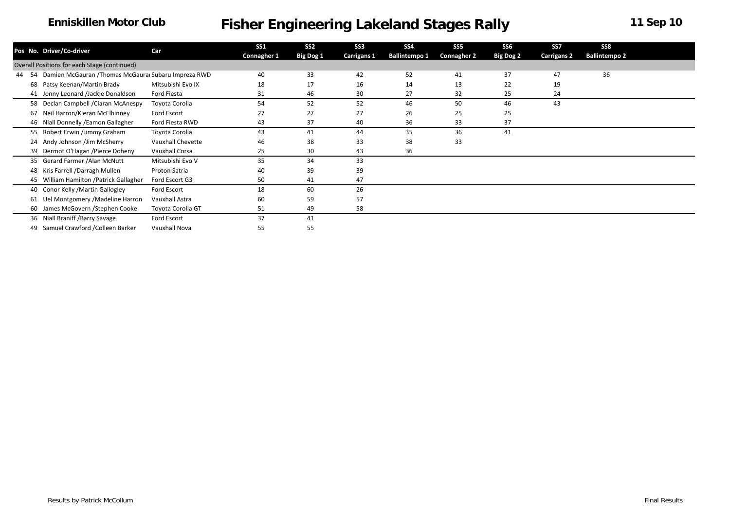## Enniskillen Motor Club

# Fisher Engineering Lakeland Stages Rally

**11 Sep 10**

| Pos | No. | Driver/Co-driver | Car | SS1 Connagher 1 | SS2 Big Dog 1 | SS3 Carrigans 1 | SS4 Ballintempo 1 | SS5 Connagher 2 | SS6 Big Dog 2 | SS7 Carrigans 2 | SS8 Ballintempo 2 |
|---|---|---|---|---|---|---|---|---|---|---|---|
| Overall Positions for each Stage (continued) | | | | | | | | | | | |
| 44 | 54 | Damien McGauran /Thomas McGauran | Subaru Impreza RWD | 40 | 33 | 42 | 52 | 41 | 37 | 47 | 36 |
| | 68 | Patsy Keenan/Martin Brady | Mitsubishi Evo IX | 18 | 17 | 16 | 14 | 13 | 22 | 19 | |
| | 41 | Jonny Leonard /Jackie Donaldson | Ford Fiesta | 31 | 46 | 30 | 27 | 32 | 25 | 24 | |
| | 58 | Declan Campbell /Ciaran McAnespy | Toyota Corolla | 54 | 52 | 52 | 46 | 50 | 46 | 43 | |
| | 67 | Neil Harron/Kieran McElhinney | Ford Escort | 27 | 27 | 27 | 26 | 25 | 25 | | |
| | 46 | Niall Donnelly /Eamon Gallagher | Ford Fiesta RWD | 43 | 37 | 40 | 36 | 33 | 37 | | |
| | 55 | Robert Erwin /Jimmy Graham | Toyota Corolla | 43 | 41 | 44 | 35 | 36 | 41 | | |
| | 24 | Andy Johnson /Jim McSherry | Vauxhall Chevette | 46 | 38 | 33 | 38 | 33 | | | |
| | 39 | Dermot O'Hagan /Pierce Doheny | Vauxhall Corsa | 25 | 30 | 43 | 36 | | | | |
| | 35 | Gerard Farmer /Alan McNutt | Mitsubishi Evo V | 35 | 34 | 33 | | | | | |
| | 48 | Kris Farrell /Darragh Mullen | Proton Satria | 40 | 39 | 39 | | | | | |
| | 45 | William Hamilton /Patrick Gallagher | Ford Escort G3 | 50 | 41 | 47 | | | | | |
| | 40 | Conor Kelly /Martin Gallogley | Ford Escort | 18 | 60 | 26 | | | | | |
| | 61 | Uel Montgomery /Madeline Harron | Vauxhall Astra | 60 | 59 | 57 | | | | | |
| | 60 | James McGovern /Stephen Cooke | Toyota Corolla GT | 51 | 49 | 58 | | | | | |
| | 36 | Niall Braniff /Barry Savage | Ford Escort | 37 | 41 | | | | | | |
| | 49 | Samuel Crawford /Colleen Barker | Vauxhall Nova | 55 | 55 | | | | | | |

Results by Patrick McCollum

Final Results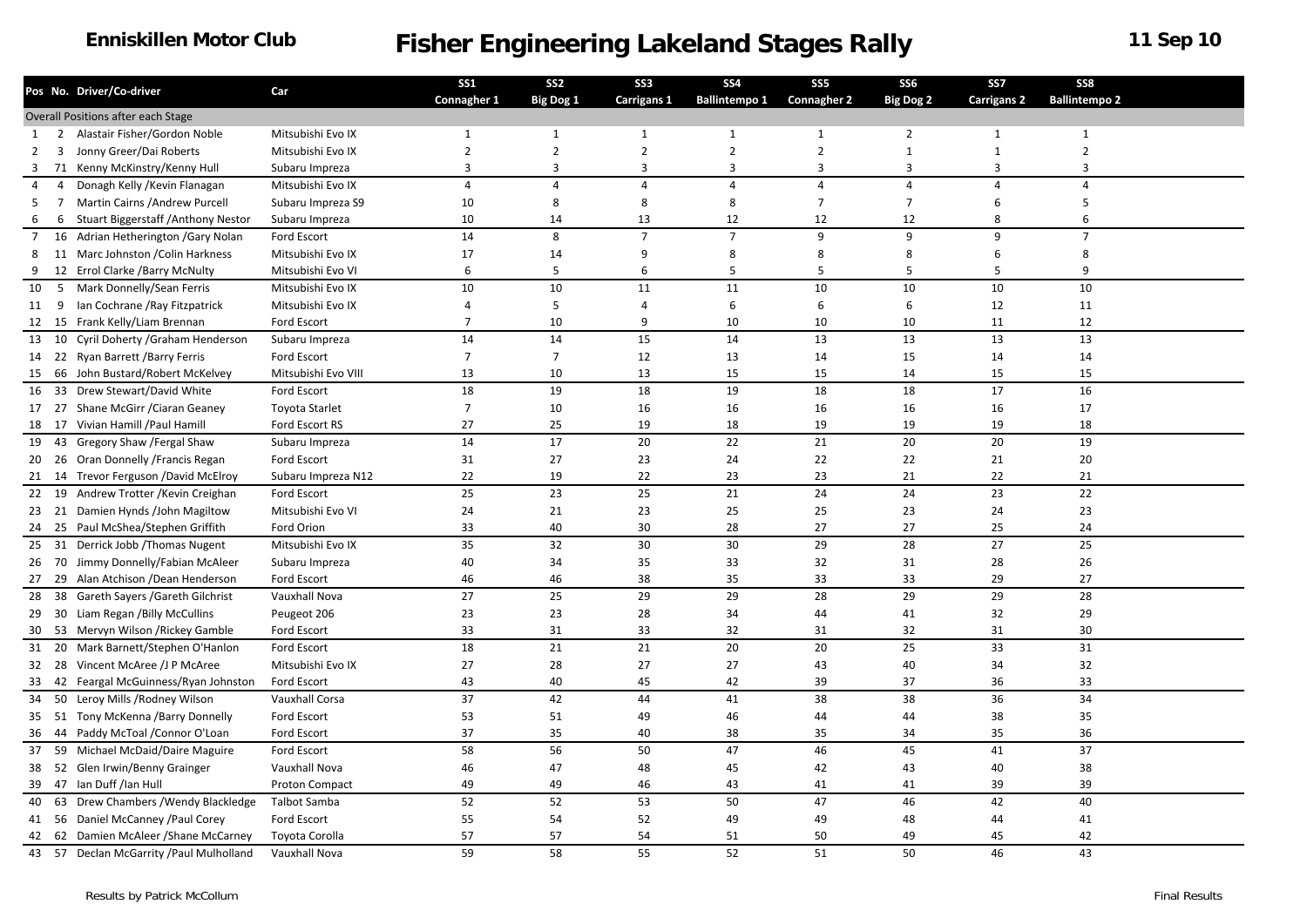Enniskillen Motor Club

# Fisher Engineering Lakeland Stages Rally

11 Sep 10

| Pos | No. | Driver/Co-driver | Car | SS1 Connagher 1 | SS2 Big Dog 1 | SS3 Carrigans 1 | SS4 Ballintempo 1 | SS5 Connagher 2 | SS6 Big Dog 2 | SS7 Carrigans 2 | SS8 Ballintempo 2 |
|---|---|---|---|---|---|---|---|---|---|---|---|
| Overall Positions after each Stage | | | | | | | | | | | |
| 1 | 2 | Alastair Fisher/Gordon Noble | Mitsubishi Evo IX | 1 | 1 | 1 | 1 | 1 | 2 | 1 | 1 |
| 2 | 3 | Jonny Greer/Dai Roberts | Mitsubishi Evo IX | 2 | 2 | 2 | 2 | 2 | 1 | 1 | 2 |
| 3 | 71 | Kenny McKinstry/Kenny Hull | Subaru Impreza | 3 | 3 | 3 | 3 | 3 | 3 | 3 | 3 |
| 4 | 4 | Donagh Kelly /Kevin Flanagan | Mitsubishi Evo IX | 4 | 4 | 4 | 4 | 4 | 4 | 4 | 4 |
| 5 | 7 | Martin Cairns /Andrew Purcell | Subaru Impreza S9 | 10 | 8 | 8 | 8 | 7 | 7 | 6 | 5 |
| 6 | 6 | Stuart Biggerstaff /Anthony Nestor | Subaru Impreza | 10 | 14 | 13 | 12 | 12 | 12 | 8 | 6 |
| 7 | 16 | Adrian Hetherington /Gary Nolan | Ford Escort | 14 | 8 | 7 | 7 | 9 | 9 | 9 | 7 |
| 8 | 11 | Marc Johnston /Colin Harkness | Mitsubishi Evo IX | 17 | 14 | 9 | 8 | 8 | 8 | 6 | 8 |
| 9 | 12 | Errol Clarke /Barry McNulty | Mitsubishi Evo VI | 6 | 5 | 6 | 5 | 5 | 5 | 5 | 9 |
| 10 | 5 | Mark Donnelly/Sean Ferris | Mitsubishi Evo IX | 10 | 10 | 11 | 11 | 10 | 10 | 10 | 10 |
| 11 | 9 | Ian Cochrane /Ray Fitzpatrick | Mitsubishi Evo IX | 4 | 5 | 4 | 6 | 6 | 6 | 12 | 11 |
| 12 | 15 | Frank Kelly/Liam Brennan | Ford Escort | 7 | 10 | 9 | 10 | 10 | 10 | 11 | 12 |
| 13 | 10 | Cyril Doherty /Graham Henderson | Subaru Impreza | 14 | 14 | 15 | 14 | 13 | 13 | 13 | 13 |
| 14 | 22 | Ryan Barrett /Barry Ferris | Ford Escort | 7 | 7 | 12 | 13 | 14 | 15 | 14 | 14 |
| 15 | 66 | John Bustard/Robert McKelvey | Mitsubishi Evo VIII | 13 | 10 | 13 | 15 | 15 | 14 | 15 | 15 |
| 16 | 33 | Drew Stewart/David White | Ford Escort | 18 | 19 | 18 | 19 | 18 | 18 | 17 | 16 |
| 17 | 27 | Shane McGirr /Ciaran Geaney | Toyota Starlet | 7 | 10 | 16 | 16 | 16 | 16 | 16 | 17 |
| 18 | 17 | Vivian Hamill /Paul Hamill | Ford Escort RS | 27 | 25 | 19 | 18 | 19 | 19 | 19 | 18 |
| 19 | 43 | Gregory Shaw /Fergal Shaw | Subaru Impreza | 14 | 17 | 20 | 22 | 21 | 20 | 20 | 19 |
| 20 | 26 | Oran Donnelly /Francis Regan | Ford Escort | 31 | 27 | 23 | 24 | 22 | 22 | 21 | 20 |
| 21 | 14 | Trevor Ferguson /David McElroy | Subaru Impreza N12 | 22 | 19 | 22 | 23 | 23 | 21 | 22 | 21 |
| 22 | 19 | Andrew Trotter /Kevin Creighan | Ford Escort | 25 | 23 | 25 | 21 | 24 | 24 | 23 | 22 |
| 23 | 21 | Damien Hynds /John Magiltow | Mitsubishi Evo VI | 24 | 21 | 23 | 25 | 25 | 23 | 24 | 23 |
| 24 | 25 | Paul McShea/Stephen Griffith | Ford Orion | 33 | 40 | 30 | 28 | 27 | 27 | 25 | 24 |
| 25 | 31 | Derrick Jobb /Thomas Nugent | Mitsubishi Evo IX | 35 | 32 | 30 | 30 | 29 | 28 | 27 | 25 |
| 26 | 70 | Jimmy Donnelly/Fabian McAleer | Subaru Impreza | 40 | 34 | 35 | 33 | 32 | 31 | 28 | 26 |
| 27 | 29 | Alan Atchison /Dean Henderson | Ford Escort | 46 | 46 | 38 | 35 | 33 | 33 | 29 | 27 |
| 28 | 38 | Gareth Sayers /Gareth Gilchrist | Vauxhall Nova | 27 | 25 | 29 | 29 | 28 | 29 | 29 | 28 |
| 29 | 30 | Liam Regan /Billy McCullins | Peugeot 206 | 23 | 23 | 28 | 34 | 44 | 41 | 32 | 29 |
| 30 | 53 | Mervyn Wilson /Rickey Gamble | Ford Escort | 33 | 31 | 33 | 32 | 31 | 32 | 31 | 30 |
| 31 | 20 | Mark Barnett/Stephen O'Hanlon | Ford Escort | 18 | 21 | 21 | 20 | 20 | 25 | 33 | 31 |
| 32 | 28 | Vincent McAree /J P McAree | Mitsubishi Evo IX | 27 | 28 | 27 | 27 | 43 | 40 | 34 | 32 |
| 33 | 42 | Feargal McGuinness/Ryan Johnston | Ford Escort | 43 | 40 | 45 | 42 | 39 | 37 | 36 | 33 |
| 34 | 50 | Leroy Mills /Rodney Wilson | Vauxhall Corsa | 37 | 42 | 44 | 41 | 38 | 38 | 36 | 34 |
| 35 | 51 | Tony McKenna /Barry Donnelly | Ford Escort | 53 | 51 | 49 | 46 | 44 | 44 | 38 | 35 |
| 36 | 44 | Paddy McToal /Connor O'Loan | Ford Escort | 37 | 35 | 40 | 38 | 35 | 34 | 35 | 36 |
| 37 | 59 | Michael McDaid/Daire Maguire | Ford Escort | 58 | 56 | 50 | 47 | 46 | 45 | 41 | 37 |
| 38 | 52 | Glen Irwin/Benny Grainger | Vauxhall Nova | 46 | 47 | 48 | 45 | 42 | 43 | 40 | 38 |
| 39 | 47 | Ian Duff /Ian Hull | Proton Compact | 49 | 49 | 46 | 43 | 41 | 41 | 39 | 39 |
| 40 | 63 | Drew Chambers /Wendy Blackledge | Talbot Samba | 52 | 52 | 53 | 50 | 47 | 46 | 42 | 40 |
| 41 | 56 | Daniel McCanney /Paul Corey | Ford Escort | 55 | 54 | 52 | 49 | 49 | 48 | 44 | 41 |
| 42 | 62 | Damien McAleer /Shane McCarney | Toyota Corolla | 57 | 57 | 54 | 51 | 50 | 49 | 45 | 42 |
| 43 | 57 | Declan McGarrity /Paul Mulholland | Vauxhall Nova | 59 | 58 | 55 | 52 | 51 | 50 | 46 | 43 |

Results by Patrick McCollum

Final Results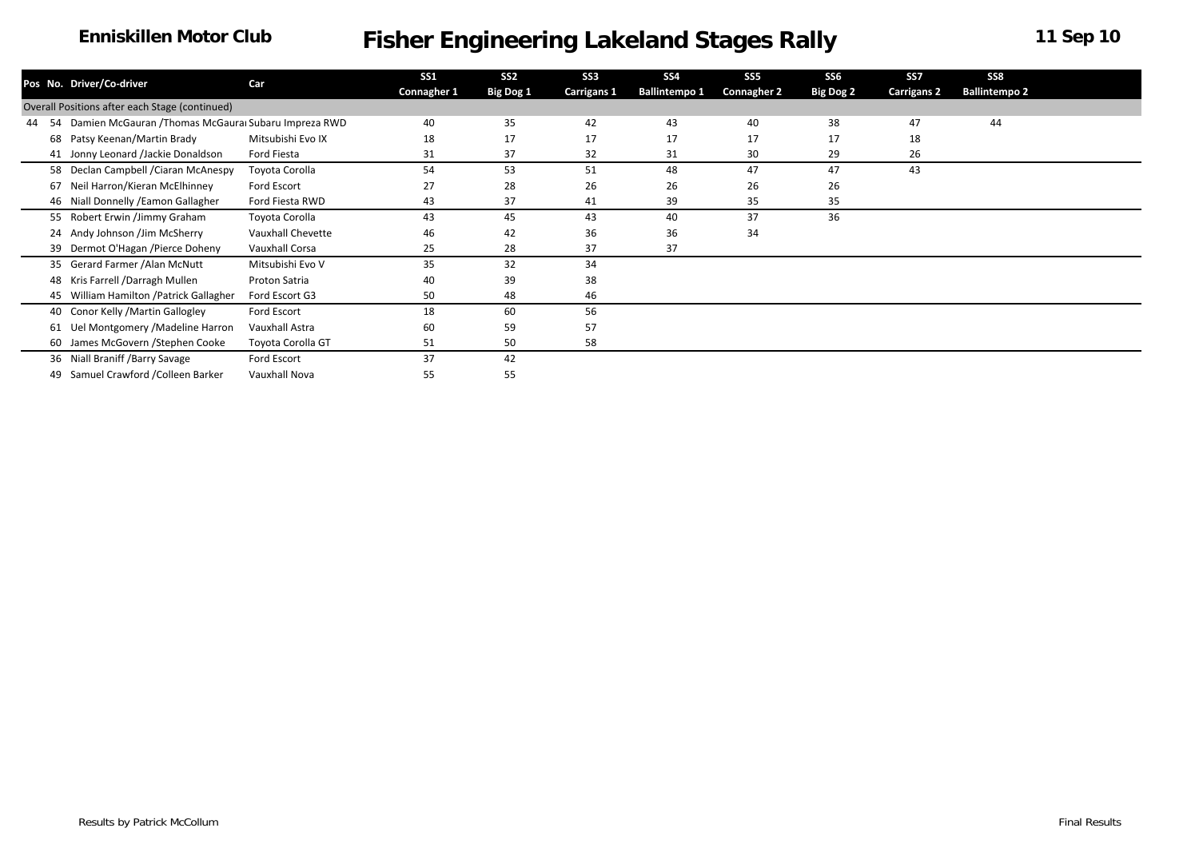# Enniskillen Motor Club

# Fisher Engineering Lakeland Stages Rally

**11 Sep 10**

| Pos | No. | Driver/Co-driver | Car | SS1 Connagher 1 | SS2 Big Dog 1 | SS3 Carrigans 1 | SS4 Ballintempo 1 | SS5 Connagher 2 | SS6 Big Dog 2 | SS7 Carrigans 2 | SS8 Ballintempo 2 |
|---|---|---|---|---|---|---|---|---|---|---|---|
| Overall Positions after each Stage (continued) | | | | | | | | | | | |
| 44 | 54 | Damien McGauran /Thomas McGaurai | Subaru Impreza RWD | 40 | 35 | 42 | 43 | 40 | 38 | 47 | 44 |
| | 68 | Patsy Keenan/Martin Brady | Mitsubishi Evo IX | 18 | 17 | 17 | 17 | 17 | 17 | 18 | |
| | 41 | Jonny Leonard /Jackie Donaldson | Ford Fiesta | 31 | 37 | 32 | 31 | 30 | 29 | 26 | |
| | 58 | Declan Campbell /Ciaran McAnespy | Toyota Corolla | 54 | 53 | 51 | 48 | 47 | 47 | 43 | |
| | 67 | Neil Harron/Kieran McElhinney | Ford Escort | 27 | 28 | 26 | 26 | 26 | 26 | | |
| | 46 | Niall Donnelly /Eamon Gallagher | Ford Fiesta RWD | 43 | 37 | 41 | 39 | 35 | 35 | | |
| | 55 | Robert Erwin /Jimmy Graham | Toyota Corolla | 43 | 45 | 43 | 40 | 37 | 36 | | |
| | 24 | Andy Johnson /Jim McSherry | Vauxhall Chevette | 46 | 42 | 36 | 36 | 34 | | | |
| | 39 | Dermot O'Hagan /Pierce Doheny | Vauxhall Corsa | 25 | 28 | 37 | 37 | | | | |
| | 35 | Gerard Farmer /Alan McNutt | Mitsubishi Evo V | 35 | 32 | 34 | | | | | |
| | 48 | Kris Farrell /Darragh Mullen | Proton Satria | 40 | 39 | 38 | | | | | |
| | 45 | William Hamilton /Patrick Gallagher | Ford Escort G3 | 50 | 48 | 46 | | | | | |
| | 40 | Conor Kelly /Martin Gallogley | Ford Escort | 18 | 60 | 56 | | | | | |
| | 61 | Uel Montgomery /Madeline Harron | Vauxhall Astra | 60 | 59 | 57 | | | | | |
| | 60 | James McGovern /Stephen Cooke | Toyota Corolla GT | 51 | 50 | 58 | | | | | |
| | 36 | Niall Braniff /Barry Savage | Ford Escort | 37 | 42 | | | | | | |
| | 49 | Samuel Crawford /Colleen Barker | Vauxhall Nova | 55 | 55 | | | | | | |

Results by Patrick McCollum

Final Results